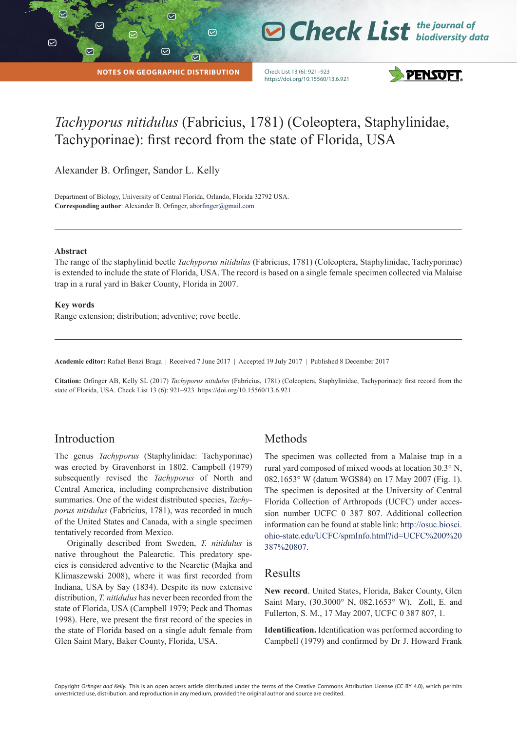NOTES ON GEOGRAPHIC DISTRIBUTION

# *Tachyporus nitidulus* (Fabricius, 1781) (Coleoptera, Staphylinidae, Tachyporinae): first record from the state of Florida, USA

Alexander B. Orfinger, Sandor L. Kelly

Department of Biology, University of Central Florida, Orlando, Florida 32792 USA.
**Corresponding author**: Alexander B. Orfinger, aborfinger@gmail.com

**Abstract**

The range of the staphylinid beetle *Tachyporus nitidulus* (Fabricius, 1781) (Coleoptera, Staphylinidae, Tachyporinae) is extended to include the state of Florida, USA. The record is based on a single female specimen collected via Malaise trap in a rural yard in Baker County, Florida in 2007.

**Key words**

Range extension; distribution; adventive; rove beetle.

**Academic editor:** Rafael Benzi Braga | Received 7 June 2017 | Accepted 19 July 2017 | Published 8 December 2017

**Citation:** Orfinger AB, Kelly SL (2017) *Tachyporus nitidulus* (Fabricius, 1781) (Coleoptera, Staphylinidae, Tachyporinae): first record from the state of Florida, USA. Check List 13 (6): 921–923. https://doi.org/10.15560/13.6.921

## Introduction

The genus *Tachyporus* (Staphylinidae: Tachyporinae) was erected by Gravenhorst in 1802. Campbell (1979) subsequently revised the *Tachyporus* of North and Central America, including comprehensive distribution summaries. One of the widest distributed species, *Tachyporus nitidulus* (Fabricius, 1781), was recorded in much of the United States and Canada, with a single specimen tentatively recorded from Mexico.

Originally described from Sweden, *T. nitidulus* is native throughout the Palearctic. This predatory species is considered adventive to the Nearctic (Majka and Klimaszewski 2008), where it was first recorded from Indiana, USA by Say (1834). Despite its now extensive distribution, *T. nitidulus* has never been recorded from the state of Florida, USA (Campbell 1979; Peck and Thomas 1998). Here, we present the first record of the species in the state of Florida based on a single adult female from Glen Saint Mary, Baker County, Florida, USA.

## Methods

The specimen was collected from a Malaise trap in a rural yard composed of mixed woods at location 30.3° N, 082.1653° W (datum WGS84) on 17 May 2007 (Fig. 1). The specimen is deposited at the University of Central Florida Collection of Arthropods (UCFC) under accession number UCFC 0 387 807. Additional collection information can be found at stable link: http://osuc.biosci.ohio-state.edu/UCFC/spmInfo.html?id=UCFC%200%20387%20807.

## Results

**New record**. United States, Florida, Baker County, Glen Saint Mary, (30.3000° N, 082.1653° W), Zoll, E. and Fullerton, S. M., 17 May 2007, UCFC 0 387 807, 1.

**Identification.** Identification was performed according to Campbell (1979) and confirmed by Dr J. Howard Frank

Copyright *Orfinger and Kelly.* This is an open access article distributed under the terms of the Creative Commons Attribution License (CC BY 4.0), which permits unrestricted use, distribution, and reproduction in any medium, provided the original author and source are credited.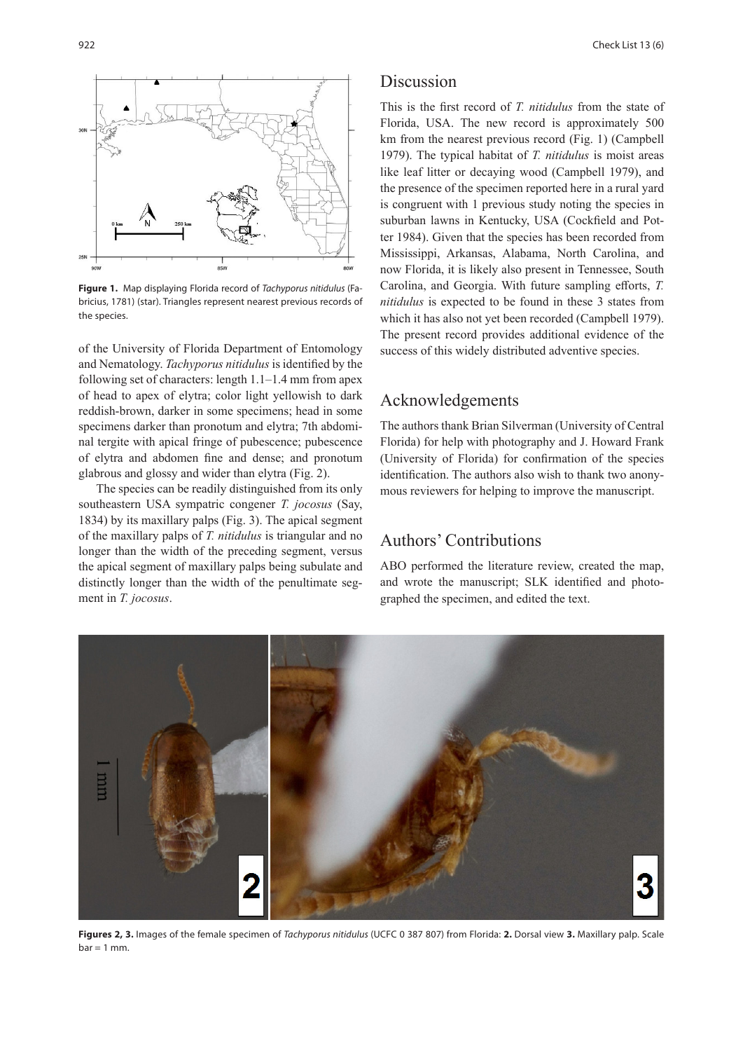**Figure 1.** Map displaying Florida record of *Tachyporus nitidulus* (Fabricius, 1781) (star). Triangles represent nearest previous records of the species.

of the University of Florida Department of Entomology and Nematology. *Tachyporus nitidulus* is identified by the following set of characters: length 1.1–1.4 mm from apex of head to apex of elytra; color light yellowish to dark reddish-brown, darker in some specimens; head in some specimens darker than pronotum and elytra; 7th abdominal tergite with apical fringe of pubescence; pubescence of elytra and abdomen fine and dense; and pronotum glabrous and glossy and wider than elytra (Fig. 2).

The species can be readily distinguished from its only southeastern USA sympatric congener *T. jocosus* (Say, 1834) by its maxillary palps (Fig. 3). The apical segment of the maxillary palps of *T. nitidulus* is triangular and no longer than the width of the preceding segment, versus the apical segment of maxillary palps being subulate and distinctly longer than the width of the penultimate segment in *T. jocosus*.

# Discussion

This is the first record of *T. nitidulus* from the state of Florida, USA. The new record is approximately 500 km from the nearest previous record (Fig. 1) (Campbell 1979). The typical habitat of *T. nitidulus* is moist areas like leaf litter or decaying wood (Campbell 1979), and the presence of the specimen reported here in a rural yard is congruent with 1 previous study noting the species in suburban lawns in Kentucky, USA (Cockfield and Potter 1984). Given that the species has been recorded from Mississippi, Arkansas, Alabama, North Carolina, and now Florida, it is likely also present in Tennessee, South Carolina, and Georgia. With future sampling efforts, *T. nitidulus* is expected to be found in these 3 states from which it has also not yet been recorded (Campbell 1979). The present record provides additional evidence of the success of this widely distributed adventive species.

# Acknowledgements

The authors thank Brian Silverman (University of Central Florida) for help with photography and J. Howard Frank (University of Florida) for confirmation of the species identification. The authors also wish to thank two anonymous reviewers for helping to improve the manuscript.

# Authors' Contributions

ABO performed the literature review, created the map, and wrote the manuscript; SLK identified and photographed the specimen, and edited the text.

**Figures 2, 3.** Images of the female specimen of *Tachyporus nitidulus* (UCFC 0 387 807) from Florida: **2.** Dorsal view **3.** Maxillary palp. Scale bar = 1 mm.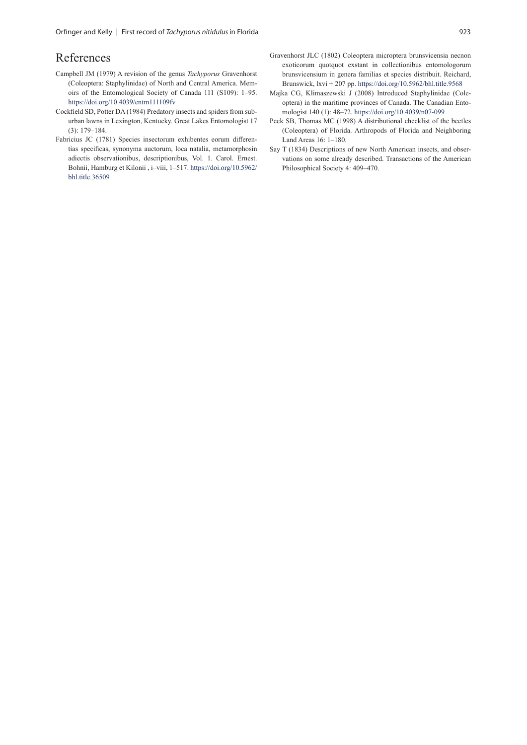# References

Campbell JM (1979) A revision of the genus *Tachyporus* Gravenhorst (Coleoptera: Staphylinidae) of North and Central America. Memoirs of the Entomological Society of Canada 111 (S109): 1–95. https://doi.org/10.4039/entm111109fv

Cockfield SD, Potter DA (1984) Predatory insects and spiders from suburban lawns in Lexington, Kentucky. Great Lakes Entomologist 17 (3): 179–184.

Fabricius JC (1781) Species insectorum exhibentes eorum differentias specificas, synonyma auctorum, loca natalia, metamorphosin adiectis observationibus, descriptionibus, Vol. 1. Carol. Ernest. Bohnii, Hamburg et Kilonii , i–viii, 1–517. https://doi.org/10.5962/bhl.title.36509

Gravenhorst JLC (1802) Coleoptera microptera brunsvicensia necnon exoticorum quotquot exstant in collectionibus entomologorum brunsvicensium in genera familias et species distribuit. Reichard, Brunswick, lxvi + 207 pp. https://doi.org/10.5962/bhl.title.9568

Majka CG, Klimaszewski J (2008) Introduced Staphylinidae (Coleoptera) in the maritime provinces of Canada. The Canadian Entomologist 140 (1): 48–72. https://doi.org/10.4039/n07-099

Peck SB, Thomas MC (1998) A distributional checklist of the beetles (Coleoptera) of Florida. Arthropods of Florida and Neighboring Land Areas 16: 1–180.

Say T (1834) Descriptions of new North American insects, and observations on some already described. Transactions of the American Philosophical Society 4: 409–470.